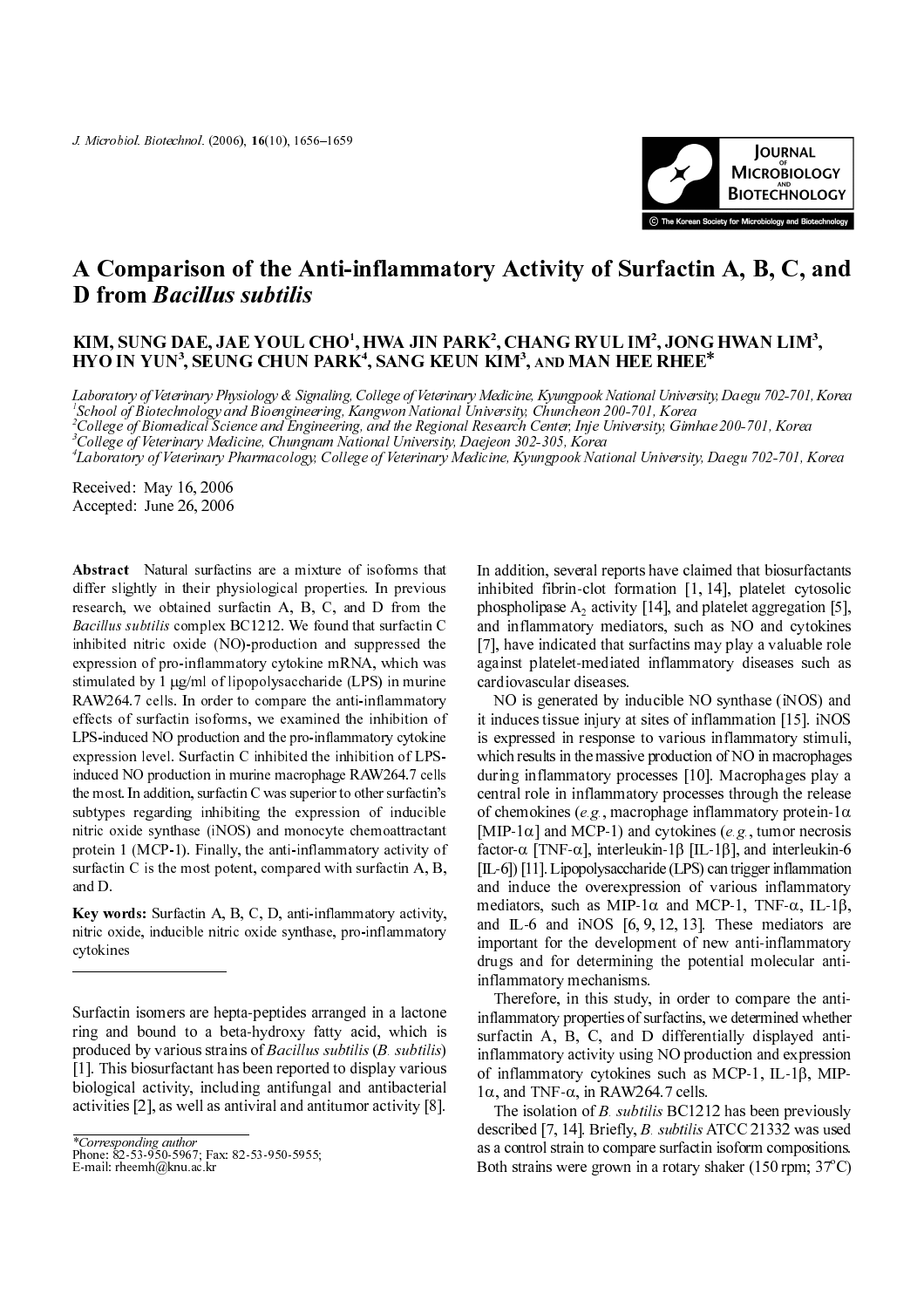# A Comparison of the Anti-inflammatory Activity of Surfactin A, B, C, and D from *Bacillus subtilis*

**KIM, SUNG DAE, JAE YOUL CHO[1], HWA JIN PARK[2], CHANG RYUL IM[2], JONG HWAN LIM[3], HYO IN YUN[3], SEUNG CHUN PARK[4], SANG KEUN KIM[3], AND MAN HEE RHEE***

*Laboratory of Veterinary Physiology & Signaling, College of Veterinary Medicine, Kyungpook National University, Daegu 702-701, Korea*
*[1]School of Biotechnology and Bioengineering, Kangwon National University, Chuncheon 200-701, Korea*
*[2]College of Biomedical Science and Engineering, and the Regional Research Center, Inje University, Gimhae 200-701, Korea*
*[3]College of Veterinary Medicine, Chungnam National University, Daejeon 302-305, Korea*
*[4]Laboratory of Veterinary Pharmacology, College of Veterinary Medicine, Kyungpook National University, Daegu 702-701, Korea*

Received: May 16, 2006
Accepted: June 26, 2006

**Abstract** Natural surfactins are a mixture of isoforms that differ slightly in their physiological properties. In previous research, we obtained surfactin A, B, C, and D from the *Bacillus subtilis* complex BC1212. We found that surfactin C inhibited nitric oxide (NO)-production and suppressed the expression of pro-inflammatory cytokine mRNA, which was stimulated by 1 μg/ml of lipopolysaccharide (LPS) in murine RAW264.7 cells. In order to compare the anti-inflammatory effects of surfactin isoforms, we examined the inhibition of LPS-induced NO production and the pro-inflammatory cytokine expression level. Surfactin C inhibited the inhibition of LPS-induced NO production in murine macrophage RAW264.7 cells the most. In addition, surfactin C was superior to other surfactin's subtypes regarding inhibiting the expression of inducible nitric oxide synthase (iNOS) and monocyte chemoattractant protein 1 (MCP-1). Finally, the anti-inflammatory activity of surfactin C is the most potent, compared with surfactin A, B, and D.

**Key words:** Surfactin A, B, C, D, anti-inflammatory activity, nitric oxide, inducible nitric oxide synthase, pro-inflammatory cytokines

Surfactin isomers are hepta-peptides arranged in a lactone ring and bound to a beta-hydroxy fatty acid, which is produced by various strains of *Bacillus subtilis* (*B. subtilis*) [1]. This biosurfactant has been reported to display various biological activity, including antifungal and antibacterial activities [2], as well as antiviral and antitumor activity [8]. In addition, several reports have claimed that biosurfactants inhibited fibrin-clot formation [1, 14], platelet cytosolic phospholipase $A_2$ activity [14], and platelet aggregation [5], and inflammatory mediators, such as NO and cytokines [7], have indicated that surfactins may play a valuable role against platelet-mediated inflammatory diseases such as cardiovascular diseases.

NO is generated by inducible NO synthase (iNOS) and it induces tissue injury at sites of inflammation [15]. iNOS is expressed in response to various inflammatory stimuli, which results in the massive production of NO in macrophages during inflammatory processes [10]. Macrophages play a central role in inflammatory processes through the release of chemokines (*e.g.*, macrophage inflammatory protein-1α [MIP-1α] and MCP-1) and cytokines (*e.g.*, tumor necrosis factor-α [TNF-α], interleukin-1β [IL-1β], and interleukin-6 [IL-6]) [11]. Lipopolysaccharide (LPS) can trigger inflammation and induce the overexpression of various inflammatory mediators, such as MIP-1α and MCP-1, TNF-α, IL-1β, and IL-6 and iNOS [6, 9, 12, 13]. These mediators are important for the development of new anti-inflammatory drugs and for determining the potential molecular anti-inflammatory mechanisms.

Therefore, in this study, in order to compare the anti-inflammatory properties of surfactins, we determined whether surfactin A, B, C, and D differentially displayed anti-inflammatory activity using NO production and expression of inflammatory cytokines such as MCP-1, IL-1β, MIP-1α, and TNF-α, in RAW264.7 cells.

The isolation of *B. subtilis* BC1212 has been previously described [7, 14]. Briefly, *B. subtilis* ATCC 21332 was used as a control strain to compare surfactin isoform compositions. Both strains were grown in a rotary shaker (150 rpm; 37°C)

*Corresponding author
Phone: 82-53-950-5967; Fax: 82-53-950-5955;
E-mail: rheemh@knu.ac.kr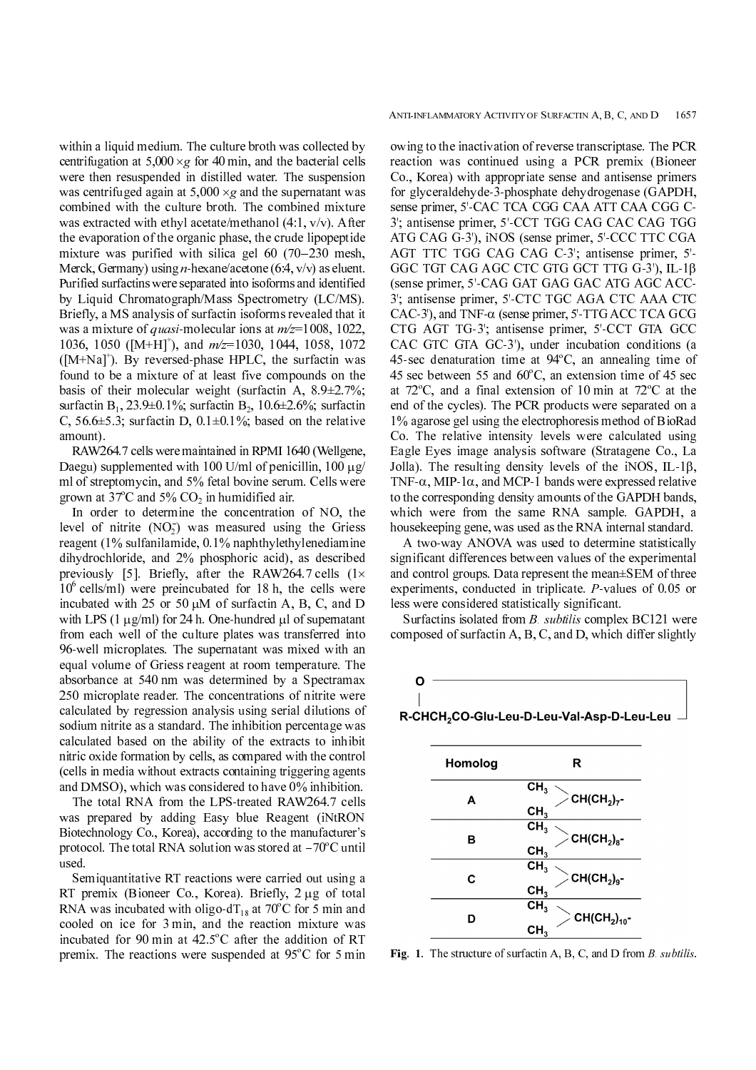within a liquid medium. The culture broth was collected by centrifugation at 5,000 ×*g* for 40 min, and the bacterial cells were then resuspended in distilled water. The suspension was centrifuged again at 5,000 ×*g* and the supernatant was combined with the culture broth. The combined mixture was extracted with ethyl acetate/methanol (4:1, v/v). After the evaporation of the organic phase, the crude lipopeptide mixture was purified with silica gel 60 (70–230 mesh, Merck, Germany) using *n*-hexane/acetone (6:4, v/v) as eluent. Purified surfactins were separated into isoforms and identified by Liquid Chromatograph/Mass Spectrometry (LC/MS). Briefly, a MS analysis of surfactin isoforms revealed that it was a mixture of *quasi*-molecular ions at *m/z*=1008, 1022, 1036, 1050 ($[M+H]^+$), and *m/z*=1030, 1044, 1058, 1072 ($[M+Na]^+$). By reversed-phase HPLC, the surfactin was found to be a mixture of at least five compounds on the basis of their molecular weight (surfactin A, 8.9±2.7%; surfactin $B_1$, 23.9±0.1%; surfactin $B_2$, 10.6±2.6%; surfactin C, 56.6±5.3; surfactin D, 0.1±0.1%; based on the relative amount).

RAW264.7 cells were maintained in RPMI 1640 (Wellgene, Daegu) supplemented with 100 U/ml of penicillin, 100 µg/ml of streptomycin, and 5% fetal bovine serum. Cells were grown at 37°C and 5% $CO_2$ in humidified air.

In order to determine the concentration of NO, the level of nitrite ($NO_2^-$) was measured using the Griess reagent (1% sulfanilamide, 0.1% naphthylethylenediamine dihydrochloride, and 2% phosphoric acid), as described previously [5]. Briefly, after the RAW264.7 cells ($1\times10^6$ cells/ml) were preincubated for 18 h, the cells were incubated with 25 or 50 µM of surfactin A, B, C, and D with LPS (1 µg/ml) for 24 h. One-hundred µl of supernatant from each well of the culture plates was transferred into 96-well microplates. The supernatant was mixed with an equal volume of Griess reagent at room temperature. The absorbance at 540 nm was determined by a Spectramax 250 microplate reader. The concentrations of nitrite were calculated by regression analysis using serial dilutions of sodium nitrite as a standard. The inhibition percentage was calculated based on the ability of the extracts to inhibit nitric oxide formation by cells, as compared with the control (cells in media without extracts containing triggering agents and DMSO), which was considered to have 0% inhibition.

The total RNA from the LPS-treated RAW264.7 cells was prepared by adding Easy blue Reagent (iNtRON Biotechnology Co., Korea), according to the manufacturer's protocol. The total RNA solution was stored at −70°C until used.

Semiquantitative RT reactions were carried out using a RT premix (Bioneer Co., Korea). Briefly, 2 µg of total RNA was incubated with oligo-$dT_{18}$ at 70°C for 5 min and cooled on ice for 3 min, and the reaction mixture was incubated for 90 min at 42.5°C after the addition of RT premix. The reactions were suspended at 95°C for 5 min owing to the inactivation of reverse transcriptase. The PCR reaction was continued using a PCR premix (Bioneer Co., Korea) with appropriate sense and antisense primers for glyceraldehyde-3-phosphate dehydrogenase (GAPDH, sense primer, 5'-CAC TCA CGG CAA ATT CAA CGG C-3'; antisense primer, 5'-CCT TGG CAG CAC CAG TGG ATG CAG G-3'), iNOS (sense primer, 5'-CCC TTC CGA AGT TTC TGG CAG CAG C-3'; antisense primer, 5'-GGC TGT CAG AGC CTC GTG GCT TTG G-3'), IL-1β (sense primer, 5'-CAG GAT GAG GAC ATG AGC ACC-3'; antisense primer, 5'-CTC TGC AGA CTC AAA CTC CAC-3'), and TNF-α (sense primer, 5'-TTG ACC TCA GCG CTG AGT TG-3'; antisense primer, 5'-CCT GTA GCC CAC GTC GTA GC-3'), under incubation conditions (a 45-sec denaturation time at 94°C, an annealing time of 45 sec between 55 and 60°C, an extension time of 45 sec at 72°C, and a final extension of 10 min at 72°C at the end of the cycles). The PCR products were separated on a 1% agarose gel using the electrophoresis method of BioRad Co. The relative intensity levels were calculated using Eagle Eyes image analysis software (Stratagene Co., La Jolla). The resulting density levels of the iNOS, IL-1β, TNF-α, MIP-1α, and MCP-1 bands were expressed relative to the corresponding density amounts of the GAPDH bands, which were from the same RNA sample. GAPDH, a housekeeping gene, was used as the RNA internal standard.

A two-way ANOVA was used to determine statistically significant differences between values of the experimental and control groups. Data represent the mean±SEM of three experiments, conducted in triplicate. *P*-values of 0.05 or less were considered statistically significant.

Surfactins isolated from *B. subtilis* complex BC121 were composed of surfactin A, B, C, and D, which differ slightly

O
|
$R\text{-}CHCH_2CO$-Glu-Leu-D-Leu-Val-Asp-D-Leu-Leu

| Homolog | R |
|---|---|
| A | $(CH_3)_2CH(CH_2)_7$- |
| B | $(CH_3)_2CH(CH_2)_8$- |
| C | $(CH_3)_2CH(CH_2)_9$- |
| D | $(CH_3)_2CH(CH_2)_{10}$- |

**Fig. 1.** The structure of surfactin A, B, C, and D from *B. subtilis*.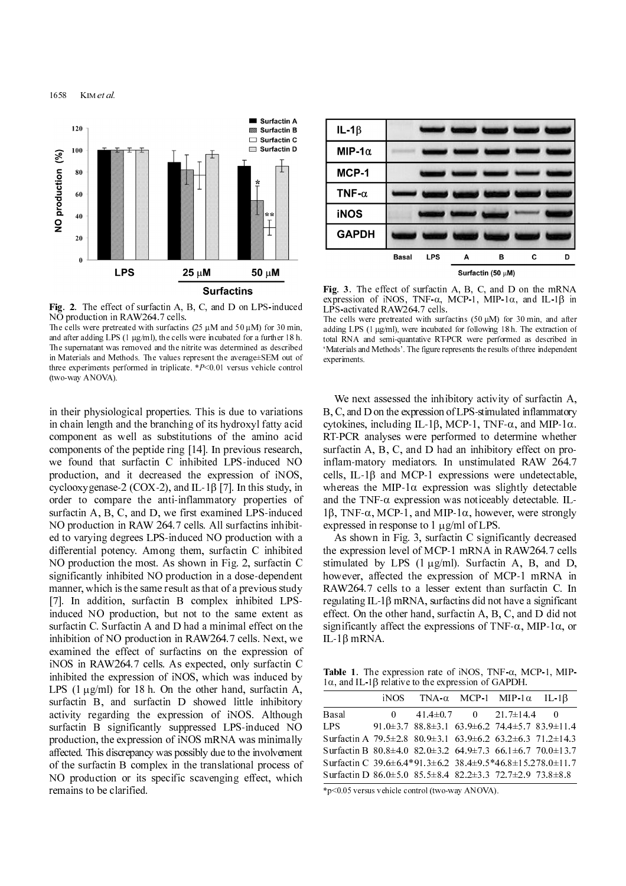**Fig. 2.** The effect of surfactin A, B, C, and D on LPS-induced NO production in RAW264.7 cells.

The cells were pretreated with surfactins (25 μM and 50 μM) for 30 min, and after adding LPS (1 μg/ml), the cells were incubated for a further 18 h. The supernatant was removed and the nitrite was determined as described in Materials and Methods. The values represent the average±SEM out of three experiments performed in triplicate. *$P<0.01$ versus vehicle control (two-way ANOVA).

**Fig. 3.** The effect of surfactin A, B, C, and D on the mRNA expression of iNOS, TNF-α, MCP-1, MIP-1α, and IL-1β in LPS-activated RAW264.7 cells.

The cells were pretreated with surfactins (50 μM) for 30 min, and after adding LPS (1 μg/ml), were incubated for following 18 h. The extraction of total RNA and semi-quantative RT-PCR were performed as described in 'Materials and Methods'. The figure represents the results of three independent experiments.

in their physiological properties. This is due to variations in chain length and the branching of its hydroxyl fatty acid component as well as substitutions of the amino acid components of the peptide ring [14]. In previous research, we found that surfactin C inhibited LPS-induced NO production, and it decreased the expression of iNOS, cyclooxygenase-2 (COX-2), and IL-1β [7]. In this study, in order to compare the anti-inflammatory properties of surfactin A, B, C, and D, we first examined LPS-induced NO production in RAW 264.7 cells. All surfactins inhibited to varying degrees LPS-induced NO production with a differential potency. Among them, surfactin C inhibited NO production the most. As shown in Fig. 2, surfactin C significantly inhibited NO production in a dose-dependent manner, which is the same result as that of a previous study [7]. In addition, surfactin B complex inhibited LPS-induced NO production, but not to the same extent as surfactin C. Surfactin A and D had a minimal effect on the inhibition of NO production in RAW264.7 cells. Next, we examined the effect of surfactins on the expression of iNOS in RAW264.7 cells. As expected, only surfactin C inhibited the expression of iNOS, which was induced by LPS (1 μg/ml) for 18 h. On the other hand, surfactin A, surfactin B, and surfactin D showed little inhibitory activity regarding the expression of iNOS. Although surfactin B significantly suppressed LPS-induced NO production, the expression of iNOS mRNA was minimally affected. This discrepancy was possibly due to the involvement of the surfactin B complex in the translational process of NO production or its specific scavenging effect, which remains to be clarified.

We next assessed the inhibitory activity of surfactin A, B, C, and D on the expression of LPS-stimulated inflammatory cytokines, including IL-1β, MCP-1, TNF-α, and MIP-1α. RT-PCR analyses were performed to determine whether surfactin A, B, C, and D had an inhibitory effect on pro-inflam-matory mediators. In unstimulated RAW 264.7 cells, IL-1β and MCP-1 expressions were undetectable, whereas the MIP-1α expression was slightly detectable and the TNF-α expression was noticeably detectable. IL-1β, TNF-α, MCP-1, and MIP-1α, however, were strongly expressed in response to 1 μg/ml of LPS.

As shown in Fig. 3, surfactin C significantly decreased the expression level of MCP-1 mRNA in RAW264.7 cells stimulated by LPS (1 μg/ml). Surfactin A, B, and D, however, affected the expression of MCP-1 mRNA in RAW264.7 cells to a lesser extent than surfactin C. In regulating IL-1β mRNA, surfactins did not have a significant effect. On the other hand, surfactin A, B, C, and D did not significantly affect the expressions of TNF-α, MIP-1α, or IL-1β mRNA.

**Table 1.** The expression rate of iNOS, TNF-α, MCP-1, MIP-1α, and IL-1β relative to the expression of GAPDH.

| | iNOS | TNA-α | MCP-1 | MIP-1α | IL-1β |
|---|---|---|---|---|---|
| Basal | 0 | 41.4±0.7 | 0 | 21.7±14.4 | 0 |
| LPS | 91.0±3.7 | 88.8±3.1 | 63.9±6.2 | 74.4±5.7 | 83.9±11.4 |
| Surfactin A | 79.5±2.8 | 80.9±3.1 | 63.9±6.2 | 63.2±6.3 | 71.2±14.3 |
| Surfactin B | 80.8±4.0 | 82.0±3.2 | 64.9±7.3 | 66.1±6.7 | 70.0±13.7 |
| Surfactin C | 39.6±6.4* | 91.3±6.2 | 38.4±9.5* | 46.8±15.2 | 78.0±11.7 |
| Surfactin D | 86.0±5.0 | 85.5±8.4 | 82.2±3.3 | 72.7±2.9 | 73.8±8.8 |

*$p<0.05$ versus vehicle control (two-way ANOVA).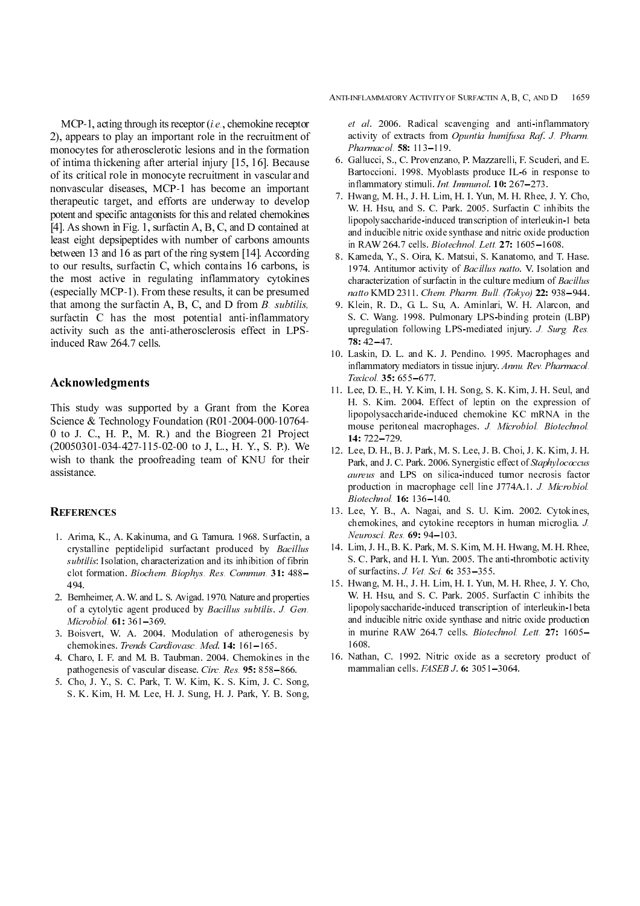MCP-1, acting through its receptor (*i.e.*, chemokine receptor 2), appears to play an important role in the recruitment of monocytes for atherosclerotic lesions and in the formation of intima thickening after arterial injury [15, 16]. Because of its critical role in monocyte recruitment in vascular and nonvascular diseases, MCP-1 has become an important therapeutic target, and efforts are underway to develop potent and specific antagonists for this and related chemokines [4]. As shown in Fig. 1, surfactin A, B, C, and D contained at least eight depsipeptides with number of carbons amounts between 13 and 16 as part of the ring system [14]. According to our results, surfactin C, which contains 16 carbons, is the most active in regulating inflammatory cytokines (especially MCP-1). From these results, it can be presumed that among the surfactin A, B, C, and D from *B. subtilis,* surfactin C has the most potential anti-inflammatory activity such as the anti-atherosclerosis effect in LPS-induced Raw 264.7 cells.

## Acknowledgments

This study was supported by a Grant from the Korea Science & Technology Foundation (R01-2004-000-10764-0 to J. C., H. P., M. R.) and the Biogreen 21 Project (20050301-034-427-115-02-00 to J, L., H. Y., S. P.). We wish to thank the proofreading team of KNU for their assistance.

## References

1. Arima, K., A. Kakinuma, and G. Tamura. 1968. Surfactin, a crystalline peptidelipid surfactant produced by *Bacillus subtilis*: Isolation, characterization and its inhibition of fibrin clot formation. *Biochem. Biophys. Res. Commun.* **31:** 488–494.
2. Bernheimer, A. W. and L. S. Avigad. 1970. Nature and properties of a cytolytic agent produced by *Bacillus subtilis*. *J. Gen. Microbiol.* **61:** 361–369.
3. Boisvert, W. A. 2004. Modulation of atherogenesis by chemokines. *Trends Cardiovasc. Med*. **14:** 161–165.
4. Charo, I. F. and M. B. Taubman. 2004. Chemokines in the pathogenesis of vascular disease. *Circ. Res.* **95:** 858–866.
5. Cho, J. Y., S. C. Park, T. W. Kim, K. S. Kim, J. C. Song, S. K. Kim, H. M. Lee, H. J. Sung, H. J. Park, Y. B. Song, *et al*. 2006. Radical scavenging and anti-inflammatory activity of extracts from *Opuntia humifusa Raf*. *J. Pharm. Pharmacol.* **58:** 113–119.
6. Gallucci, S., C. Provenzano, P. Mazzarelli, F. Scuderi, and E. Bartoccioni. 1998. Myoblasts produce IL-6 in response to inflammatory stimuli. *Int. Immunol*. **10:** 267–273.
7. Hwang, M. H., J. H. Lim, H. I. Yun, M. H. Rhee, J. Y. Cho, W. H. Hsu, and S. C. Park. 2005. Surfactin C inhibits the lipopolysaccharide-induced transcription of interleukin-1 beta and inducible nitric oxide synthase and nitric oxide production in RAW 264.7 cells. *Biotechnol. Lett.* **27:** 1605–1608.
8. Kameda, Y., S. Oira, K. Matsui, S. Kanatomo, and T. Hase. 1974. Antitumor activity of *Bacillus natto*. V. Isolation and characterization of surfactin in the culture medium of *Bacillus natto* KMD 2311. *Chem. Pharm. Bull. (Tokyo)* **22:** 938–944.
9. Klein, R. D., G. L. Su, A. Aminlari, W. H. Alarcon, and S. C. Wang. 1998. Pulmonary LPS-binding protein (LBP) upregulation following LPS-mediated injury. *J. Surg. Res.* **78:** 42–47.
10. Laskin, D. L. and K. J. Pendino. 1995. Macrophages and inflammatory mediators in tissue injury. *Annu. Rev. Pharmacol. Toxicol.* **35:** 655–677.
11. Lee, D. E., H. Y. Kim, I. H. Song, S. K. Kim, J. H. Seul, and H. S. Kim. 2004. Effect of leptin on the expression of lipopolysaccharide-induced chemokine KC mRNA in the mouse peritoneal macrophages. *J. Microbiol. Biotechnol.* **14:** 722–729.
12. Lee, D. H., B. J. Park, M. S. Lee, J. B. Choi, J. K. Kim, J. H. Park, and J. C. Park. 2006. Synergistic effect of *Staphylococcus aureus* and LPS on silica-induced tumor necrosis factor production in macrophage cell line J774A.1. *J. Microbiol. Biotechnol.* **16:** 136–140.
13. Lee, Y. B., A. Nagai, and S. U. Kim. 2002. Cytokines, chemokines, and cytokine receptors in human microglia. *J. Neurosci. Res.* **69:** 94–103.
14. Lim, J. H., B. K. Park, M. S. Kim, M. H. Hwang, M. H. Rhee, S. C. Park, and H. I. Yun. 2005. The anti-thrombotic activity of surfactins. *J. Vet. Sci.* **6:** 353–355.
15. Hwang, M. H., J. H. Lim, H. I. Yun, M. H. Rhee, J. Y. Cho, W. H. Hsu, and S. C. Park. 2005. Surfactin C inhibits the lipopolysaccharide-induced transcription of interleukin-1beta and inducible nitric oxide synthase and nitric oxide production in murine RAW 264.7 cells. *Biotechnol. Lett.* **27:** 1605–1608.
16. Nathan, C. 1992. Nitric oxide as a secretory product of mammalian cells. *FASEB J*. **6:** 3051–3064.